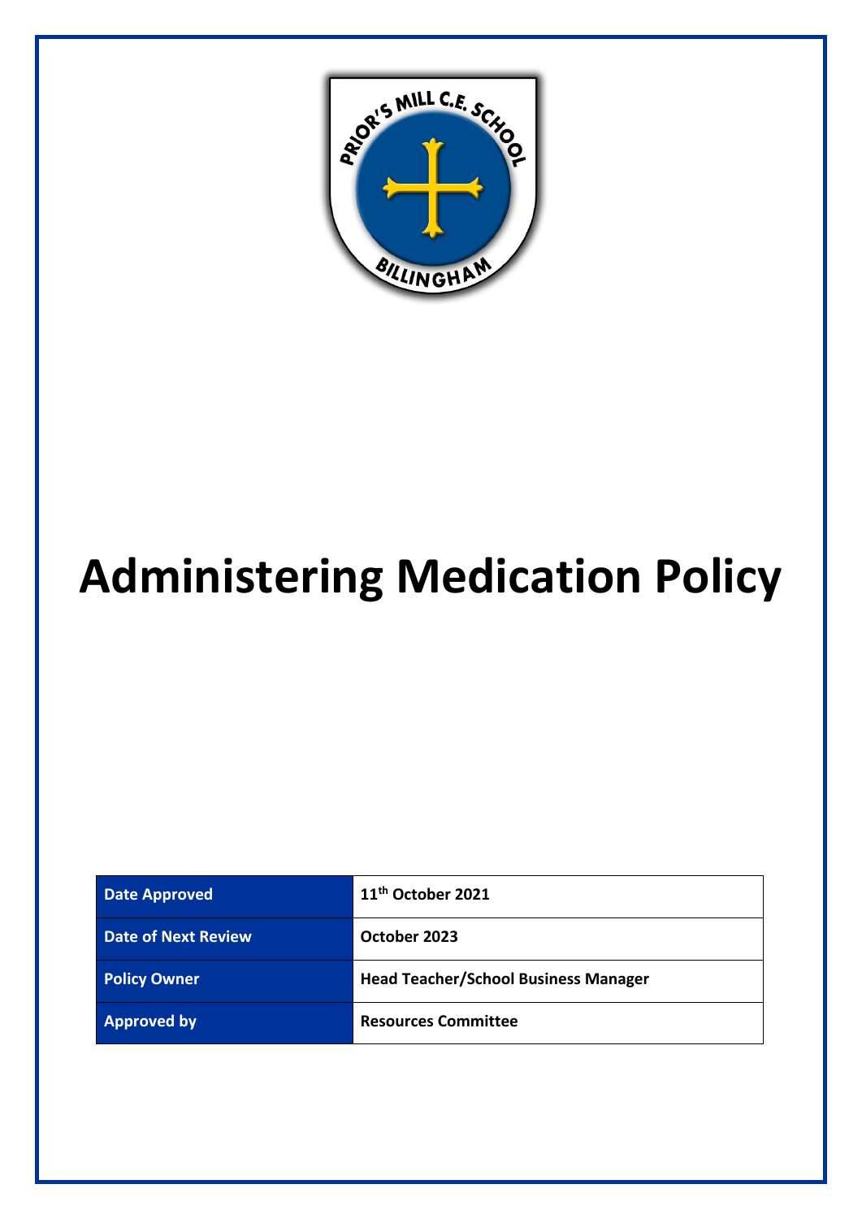# Administering Medication Policy

| Date Approved | 11th October 2021 |
|---|---|
| Date of Next Review | October 2023 |
| Policy Owner | Head Teacher/School Business Manager |
| Approved by | Resources Committee |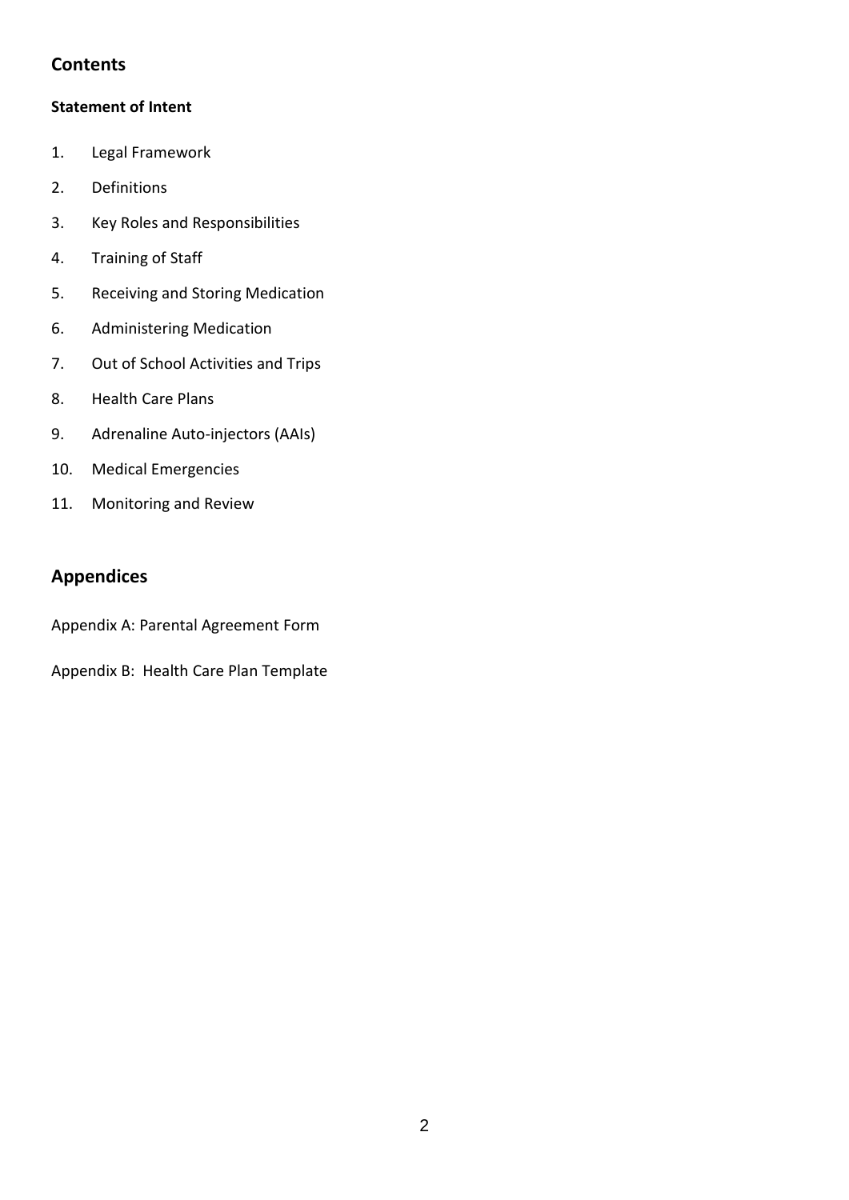## Contents

**Statement of Intent**

1. Legal Framework
2. Definitions
3. Key Roles and Responsibilities
4. Training of Staff
5. Receiving and Storing Medication
6. Administering Medication
7. Out of School Activities and Trips
8. Health Care Plans
9. Adrenaline Auto-injectors (AAIs)
10. Medical Emergencies
11. Monitoring and Review

## Appendices

Appendix A: Parental Agreement Form

Appendix B: Health Care Plan Template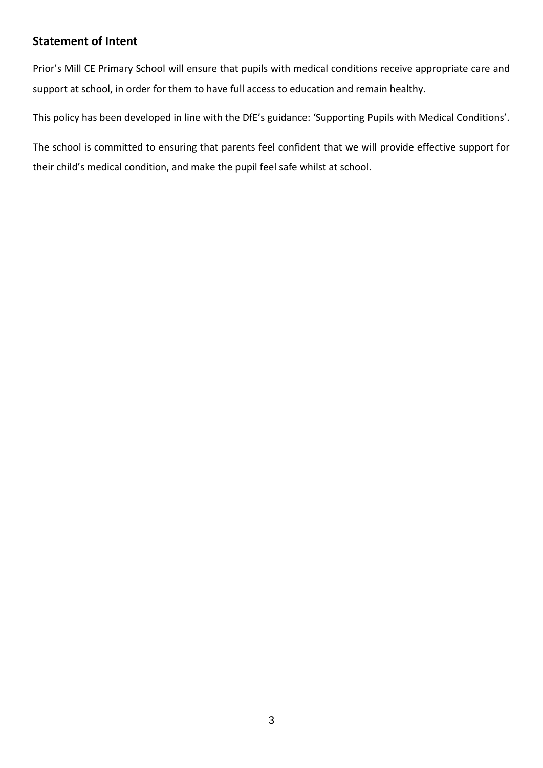## Statement of Intent

Prior's Mill CE Primary School will ensure that pupils with medical conditions receive appropriate care and support at school, in order for them to have full access to education and remain healthy.

This policy has been developed in line with the DfE's guidance: 'Supporting Pupils with Medical Conditions'.

The school is committed to ensuring that parents feel confident that we will provide effective support for their child's medical condition, and make the pupil feel safe whilst at school.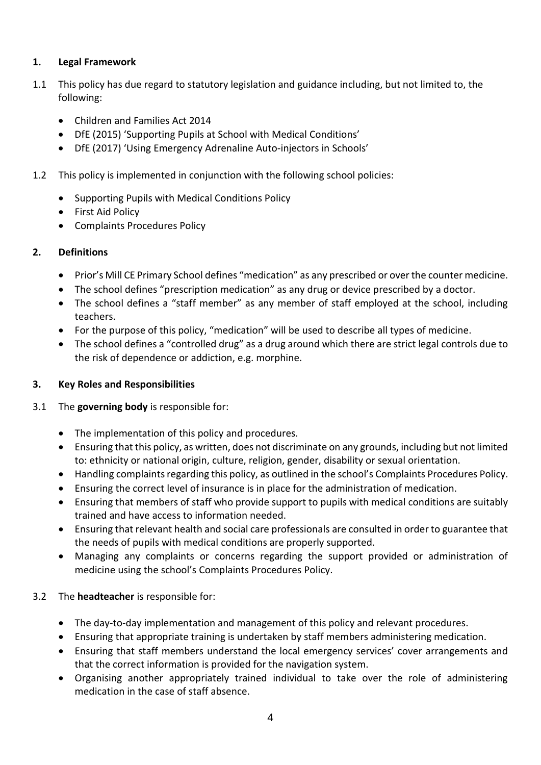## 1. Legal Framework

1.1 This policy has due regard to statutory legislation and guidance including, but not limited to, the following:

- Children and Families Act 2014
- DfE (2015) 'Supporting Pupils at School with Medical Conditions'
- DfE (2017) 'Using Emergency Adrenaline Auto-injectors in Schools'

1.2 This policy is implemented in conjunction with the following school policies:

- Supporting Pupils with Medical Conditions Policy
- First Aid Policy
- Complaints Procedures Policy

## 2. Definitions

- Prior's Mill CE Primary School defines "medication" as any prescribed or over the counter medicine.
- The school defines "prescription medication" as any drug or device prescribed by a doctor.
- The school defines a "staff member" as any member of staff employed at the school, including teachers.
- For the purpose of this policy, "medication" will be used to describe all types of medicine.
- The school defines a "controlled drug" as a drug around which there are strict legal controls due to the risk of dependence or addiction, e.g. morphine.

## 3. Key Roles and Responsibilities

3.1 The **governing body** is responsible for:

- The implementation of this policy and procedures.
- Ensuring that this policy, as written, does not discriminate on any grounds, including but not limited to: ethnicity or national origin, culture, religion, gender, disability or sexual orientation.
- Handling complaints regarding this policy, as outlined in the school's Complaints Procedures Policy.
- Ensuring the correct level of insurance is in place for the administration of medication.
- Ensuring that members of staff who provide support to pupils with medical conditions are suitably trained and have access to information needed.
- Ensuring that relevant health and social care professionals are consulted in order to guarantee that the needs of pupils with medical conditions are properly supported.
- Managing any complaints or concerns regarding the support provided or administration of medicine using the school's Complaints Procedures Policy.

3.2 The **headteacher** is responsible for:

- The day-to-day implementation and management of this policy and relevant procedures.
- Ensuring that appropriate training is undertaken by staff members administering medication.
- Ensuring that staff members understand the local emergency services' cover arrangements and that the correct information is provided for the navigation system.
- Organising another appropriately trained individual to take over the role of administering medication in the case of staff absence.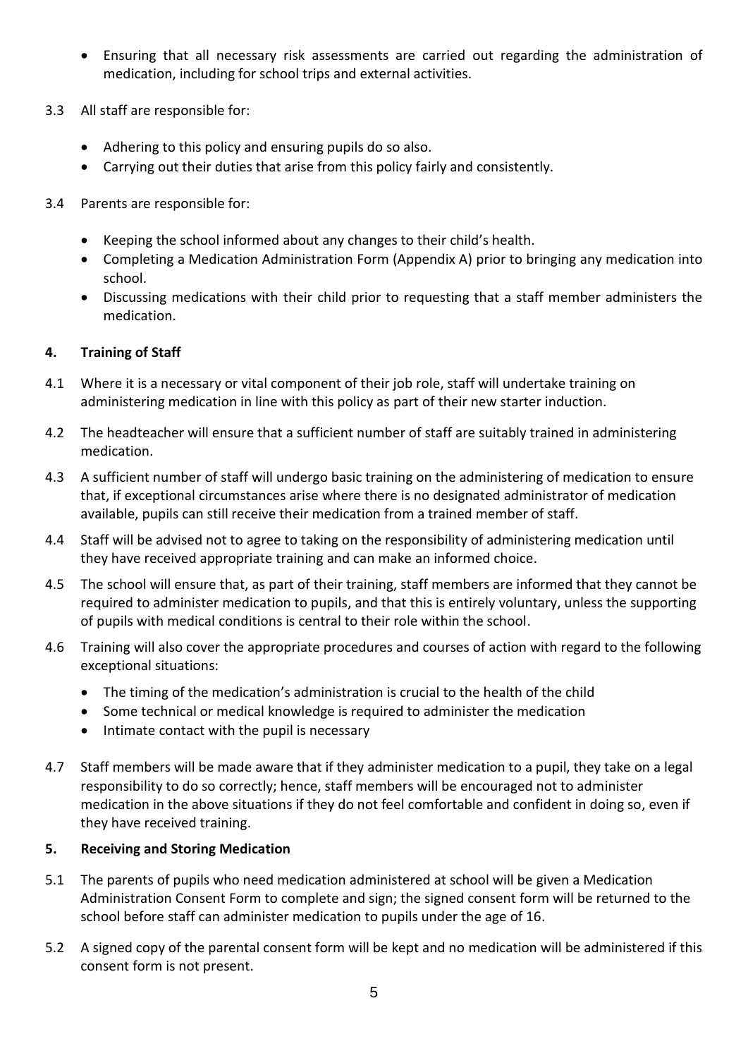- Ensuring that all necessary risk assessments are carried out regarding the administration of medication, including for school trips and external activities.

3.3 All staff are responsible for:

- Adhering to this policy and ensuring pupils do so also.
- Carrying out their duties that arise from this policy fairly and consistently.

3.4 Parents are responsible for:

- Keeping the school informed about any changes to their child's health.
- Completing a Medication Administration Form (Appendix A) prior to bringing any medication into school.
- Discussing medications with their child prior to requesting that a staff member administers the medication.

## 4. Training of Staff

4.1 Where it is a necessary or vital component of their job role, staff will undertake training on administering medication in line with this policy as part of their new starter induction.

4.2 The headteacher will ensure that a sufficient number of staff are suitably trained in administering medication.

4.3 A sufficient number of staff will undergo basic training on the administering of medication to ensure that, if exceptional circumstances arise where there is no designated administrator of medication available, pupils can still receive their medication from a trained member of staff.

4.4 Staff will be advised not to agree to taking on the responsibility of administering medication until they have received appropriate training and can make an informed choice.

4.5 The school will ensure that, as part of their training, staff members are informed that they cannot be required to administer medication to pupils, and that this is entirely voluntary, unless the supporting of pupils with medical conditions is central to their role within the school.

4.6 Training will also cover the appropriate procedures and courses of action with regard to the following exceptional situations:

- The timing of the medication's administration is crucial to the health of the child
- Some technical or medical knowledge is required to administer the medication
- Intimate contact with the pupil is necessary

4.7 Staff members will be made aware that if they administer medication to a pupil, they take on a legal responsibility to do so correctly; hence, staff members will be encouraged not to administer medication in the above situations if they do not feel comfortable and confident in doing so, even if they have received training.

## 5. Receiving and Storing Medication

5.1 The parents of pupils who need medication administered at school will be given a Medication Administration Consent Form to complete and sign; the signed consent form will be returned to the school before staff can administer medication to pupils under the age of 16.

5.2 A signed copy of the parental consent form will be kept and no medication will be administered if this consent form is not present.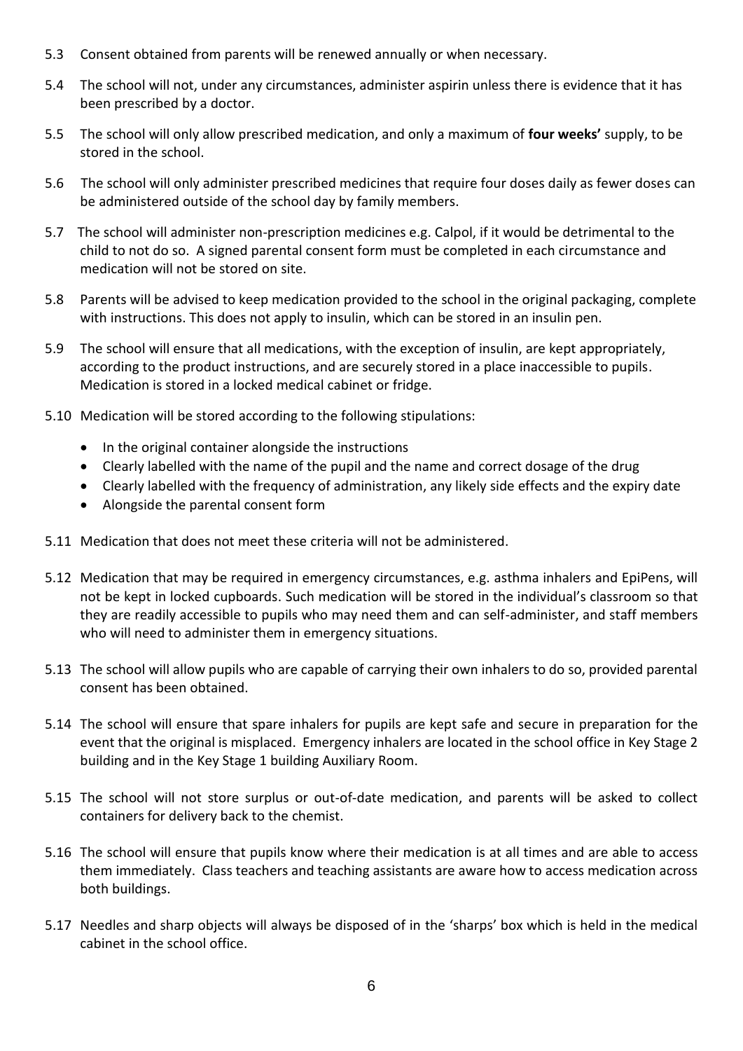5.3 Consent obtained from parents will be renewed annually or when necessary.

5.4 The school will not, under any circumstances, administer aspirin unless there is evidence that it has been prescribed by a doctor.

5.5 The school will only allow prescribed medication, and only a maximum of **four weeks'** supply, to be stored in the school.

5.6 The school will only administer prescribed medicines that require four doses daily as fewer doses can be administered outside of the school day by family members.

5.7 The school will administer non-prescription medicines e.g. Calpol, if it would be detrimental to the child to not do so. A signed parental consent form must be completed in each circumstance and medication will not be stored on site.

5.8 Parents will be advised to keep medication provided to the school in the original packaging, complete with instructions. This does not apply to insulin, which can be stored in an insulin pen.

5.9 The school will ensure that all medications, with the exception of insulin, are kept appropriately, according to the product instructions, and are securely stored in a place inaccessible to pupils. Medication is stored in a locked medical cabinet or fridge.

5.10 Medication will be stored according to the following stipulations:

- In the original container alongside the instructions
- Clearly labelled with the name of the pupil and the name and correct dosage of the drug
- Clearly labelled with the frequency of administration, any likely side effects and the expiry date
- Alongside the parental consent form

5.11 Medication that does not meet these criteria will not be administered.

5.12 Medication that may be required in emergency circumstances, e.g. asthma inhalers and EpiPens, will not be kept in locked cupboards. Such medication will be stored in the individual's classroom so that they are readily accessible to pupils who may need them and can self-administer, and staff members who will need to administer them in emergency situations.

5.13 The school will allow pupils who are capable of carrying their own inhalers to do so, provided parental consent has been obtained.

5.14 The school will ensure that spare inhalers for pupils are kept safe and secure in preparation for the event that the original is misplaced. Emergency inhalers are located in the school office in Key Stage 2 building and in the Key Stage 1 building Auxiliary Room.

5.15 The school will not store surplus or out-of-date medication, and parents will be asked to collect containers for delivery back to the chemist.

5.16 The school will ensure that pupils know where their medication is at all times and are able to access them immediately. Class teachers and teaching assistants are aware how to access medication across both buildings.

5.17 Needles and sharp objects will always be disposed of in the 'sharps' box which is held in the medical cabinet in the school office.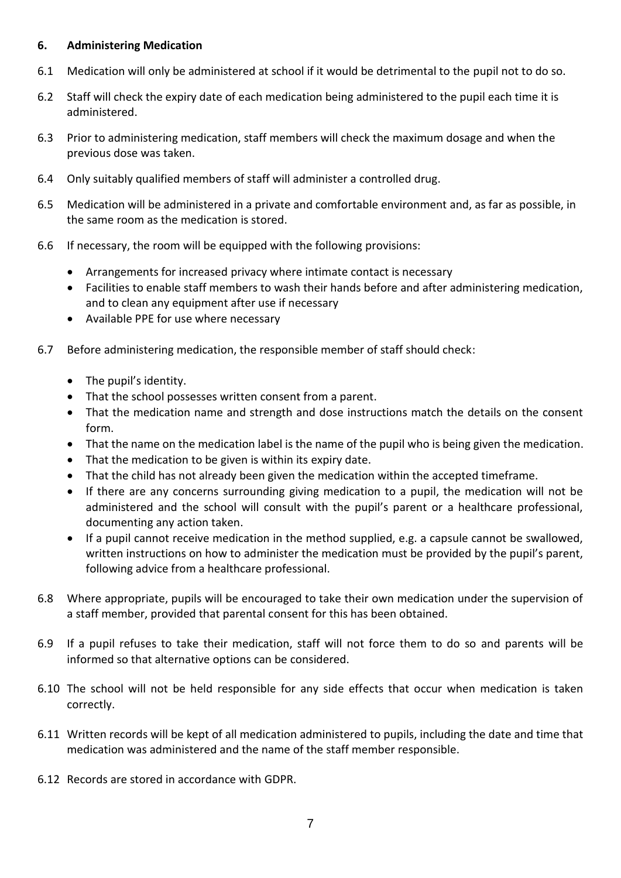## 6. Administering Medication

6.1 Medication will only be administered at school if it would be detrimental to the pupil not to do so.

6.2 Staff will check the expiry date of each medication being administered to the pupil each time it is administered.

6.3 Prior to administering medication, staff members will check the maximum dosage and when the previous dose was taken.

6.4 Only suitably qualified members of staff will administer a controlled drug.

6.5 Medication will be administered in a private and comfortable environment and, as far as possible, in the same room as the medication is stored.

6.6 If necessary, the room will be equipped with the following provisions:

- Arrangements for increased privacy where intimate contact is necessary
- Facilities to enable staff members to wash their hands before and after administering medication, and to clean any equipment after use if necessary
- Available PPE for use where necessary

6.7 Before administering medication, the responsible member of staff should check:

- The pupil's identity.
- That the school possesses written consent from a parent.
- That the medication name and strength and dose instructions match the details on the consent form.
- That the name on the medication label is the name of the pupil who is being given the medication.
- That the medication to be given is within its expiry date.
- That the child has not already been given the medication within the accepted timeframe.
- If there are any concerns surrounding giving medication to a pupil, the medication will not be administered and the school will consult with the pupil's parent or a healthcare professional, documenting any action taken.
- If a pupil cannot receive medication in the method supplied, e.g. a capsule cannot be swallowed, written instructions on how to administer the medication must be provided by the pupil's parent, following advice from a healthcare professional.

6.8 Where appropriate, pupils will be encouraged to take their own medication under the supervision of a staff member, provided that parental consent for this has been obtained.

6.9 If a pupil refuses to take their medication, staff will not force them to do so and parents will be informed so that alternative options can be considered.

6.10 The school will not be held responsible for any side effects that occur when medication is taken correctly.

6.11 Written records will be kept of all medication administered to pupils, including the date and time that medication was administered and the name of the staff member responsible.

6.12 Records are stored in accordance with GDPR.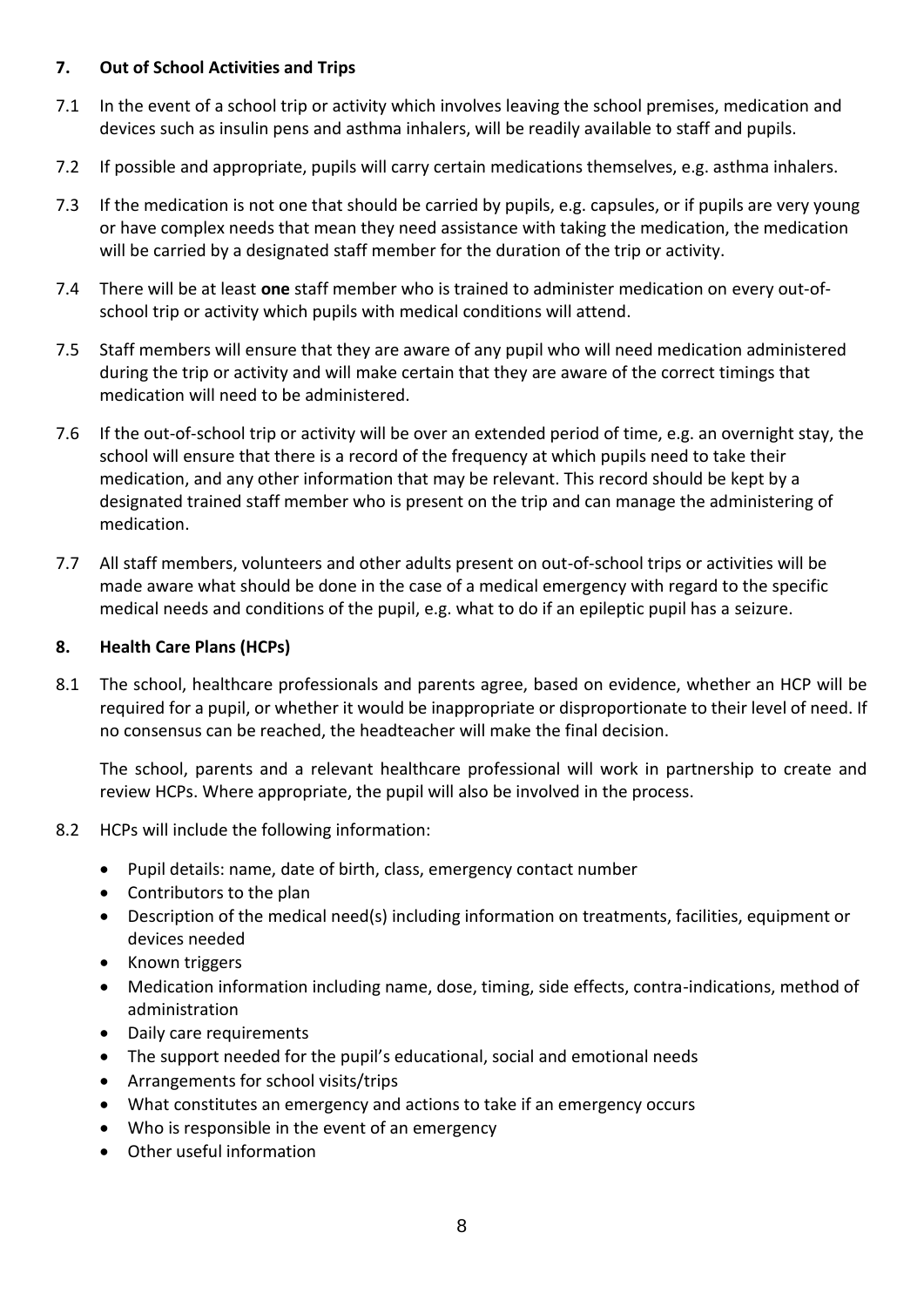## 7. Out of School Activities and Trips

7.1 In the event of a school trip or activity which involves leaving the school premises, medication and devices such as insulin pens and asthma inhalers, will be readily available to staff and pupils.

7.2 If possible and appropriate, pupils will carry certain medications themselves, e.g. asthma inhalers.

7.3 If the medication is not one that should be carried by pupils, e.g. capsules, or if pupils are very young or have complex needs that mean they need assistance with taking the medication, the medication will be carried by a designated staff member for the duration of the trip or activity.

7.4 There will be at least **one** staff member who is trained to administer medication on every out-of-school trip or activity which pupils with medical conditions will attend.

7.5 Staff members will ensure that they are aware of any pupil who will need medication administered during the trip or activity and will make certain that they are aware of the correct timings that medication will need to be administered.

7.6 If the out-of-school trip or activity will be over an extended period of time, e.g. an overnight stay, the school will ensure that there is a record of the frequency at which pupils need to take their medication, and any other information that may be relevant. This record should be kept by a designated trained staff member who is present on the trip and can manage the administering of medication.

7.7 All staff members, volunteers and other adults present on out-of-school trips or activities will be made aware what should be done in the case of a medical emergency with regard to the specific medical needs and conditions of the pupil, e.g. what to do if an epileptic pupil has a seizure.

## 8. Health Care Plans (HCPs)

8.1 The school, healthcare professionals and parents agree, based on evidence, whether an HCP will be required for a pupil, or whether it would be inappropriate or disproportionate to their level of need. If no consensus can be reached, the headteacher will make the final decision.

The school, parents and a relevant healthcare professional will work in partnership to create and review HCPs. Where appropriate, the pupil will also be involved in the process.

8.2 HCPs will include the following information:

- Pupil details: name, date of birth, class, emergency contact number
- Contributors to the plan
- Description of the medical need(s) including information on treatments, facilities, equipment or devices needed
- Known triggers
- Medication information including name, dose, timing, side effects, contra-indications, method of administration
- Daily care requirements
- The support needed for the pupil's educational, social and emotional needs
- Arrangements for school visits/trips
- What constitutes an emergency and actions to take if an emergency occurs
- Who is responsible in the event of an emergency
- Other useful information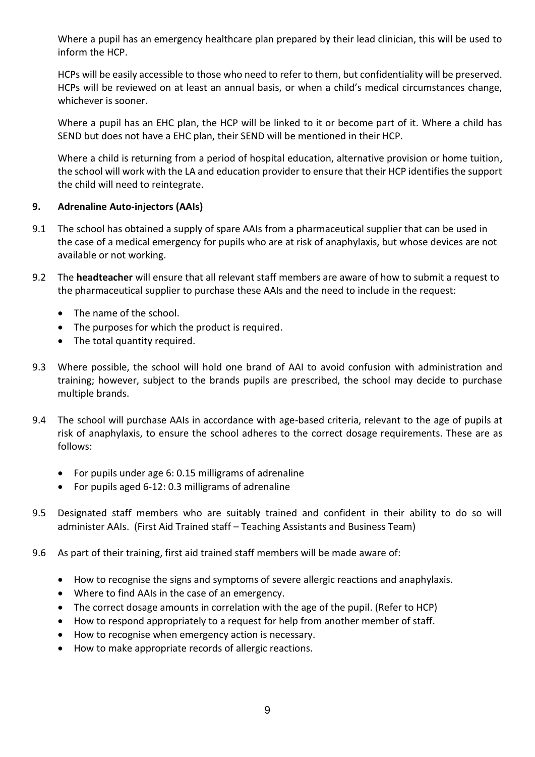Where a pupil has an emergency healthcare plan prepared by their lead clinician, this will be used to inform the HCP.

HCPs will be easily accessible to those who need to refer to them, but confidentiality will be preserved. HCPs will be reviewed on at least an annual basis, or when a child's medical circumstances change, whichever is sooner.

Where a pupil has an EHC plan, the HCP will be linked to it or become part of it. Where a child has SEND but does not have a EHC plan, their SEND will be mentioned in their HCP.

Where a child is returning from a period of hospital education, alternative provision or home tuition, the school will work with the LA and education provider to ensure that their HCP identifies the support the child will need to reintegrate.

## 9. Adrenaline Auto-injectors (AAIs)

9.1 The school has obtained a supply of spare AAIs from a pharmaceutical supplier that can be used in the case of a medical emergency for pupils who are at risk of anaphylaxis, but whose devices are not available or not working.

9.2 The **headteacher** will ensure that all relevant staff members are aware of how to submit a request to the pharmaceutical supplier to purchase these AAIs and the need to include in the request:

- The name of the school.
- The purposes for which the product is required.
- The total quantity required.

9.3 Where possible, the school will hold one brand of AAI to avoid confusion with administration and training; however, subject to the brands pupils are prescribed, the school may decide to purchase multiple brands.

9.4 The school will purchase AAIs in accordance with age-based criteria, relevant to the age of pupils at risk of anaphylaxis, to ensure the school adheres to the correct dosage requirements. These are as follows:

- For pupils under age 6: 0.15 milligrams of adrenaline
- For pupils aged 6-12: 0.3 milligrams of adrenaline

9.5 Designated staff members who are suitably trained and confident in their ability to do so will administer AAIs. (First Aid Trained staff – Teaching Assistants and Business Team)

9.6 As part of their training, first aid trained staff members will be made aware of:

- How to recognise the signs and symptoms of severe allergic reactions and anaphylaxis.
- Where to find AAIs in the case of an emergency.
- The correct dosage amounts in correlation with the age of the pupil. (Refer to HCP)
- How to respond appropriately to a request for help from another member of staff.
- How to recognise when emergency action is necessary.
- How to make appropriate records of allergic reactions.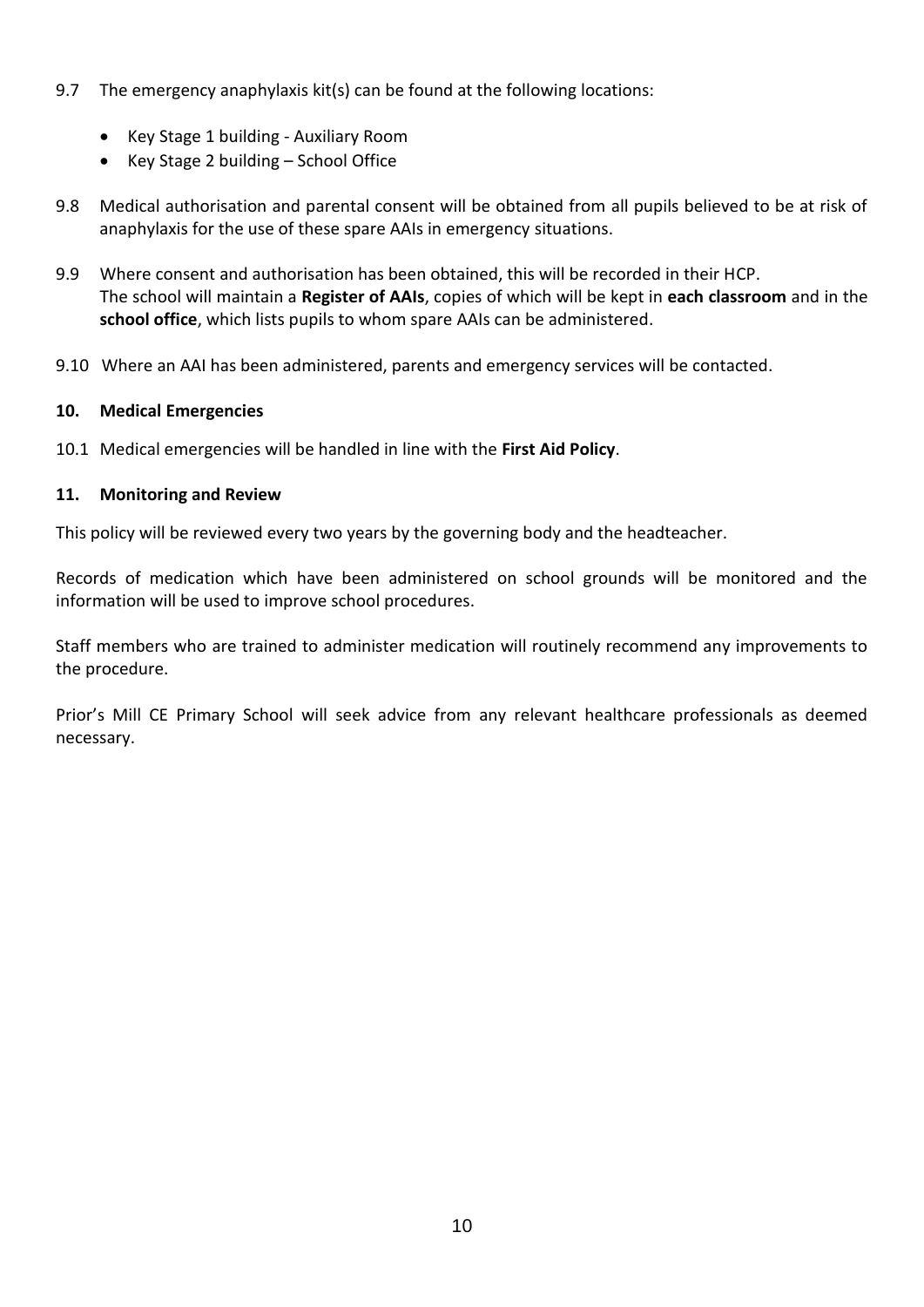9.7 The emergency anaphylaxis kit(s) can be found at the following locations:

- Key Stage 1 building - Auxiliary Room
- Key Stage 2 building – School Office

9.8 Medical authorisation and parental consent will be obtained from all pupils believed to be at risk of anaphylaxis for the use of these spare AAIs in emergency situations.

9.9 Where consent and authorisation has been obtained, this will be recorded in their HCP. The school will maintain a **Register of AAIs**, copies of which will be kept in **each classroom** and in the **school office**, which lists pupils to whom spare AAIs can be administered.

9.10 Where an AAI has been administered, parents and emergency services will be contacted.

## 10. Medical Emergencies

10.1 Medical emergencies will be handled in line with the **First Aid Policy**.

## 11. Monitoring and Review

This policy will be reviewed every two years by the governing body and the headteacher.

Records of medication which have been administered on school grounds will be monitored and the information will be used to improve school procedures.

Staff members who are trained to administer medication will routinely recommend any improvements to the procedure.

Prior's Mill CE Primary School will seek advice from any relevant healthcare professionals as deemed necessary.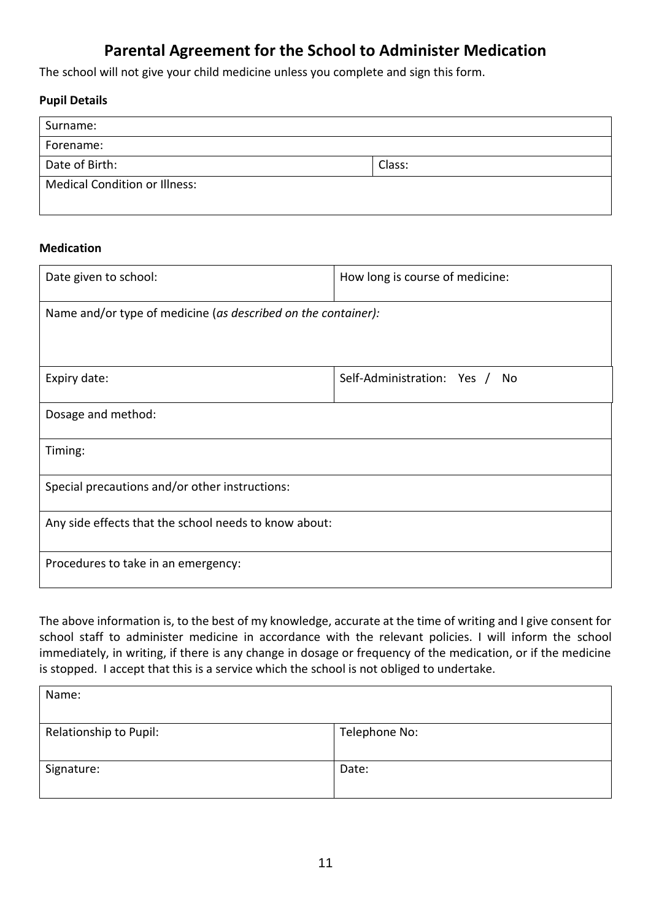# Parental Agreement for the School to Administer Medication

The school will not give your child medicine unless you complete and sign this form.

**Pupil Details**

| Surname: | |
|---|---|
| Forename: | |
| Date of Birth: | Class: |
| Medical Condition or Illness: | |

**Medication**

| Date given to school: | How long is course of medicine: |
|---|---|
| Name and/or type of medicine (*as described on the container):* | |
| Expiry date: | Self-Administration: Yes / No |
| Dosage and method: | |
| Timing: | |
| Special precautions and/or other instructions: | |
| Any side effects that the school needs to know about: | |
| Procedures to take in an emergency: | |

The above information is, to the best of my knowledge, accurate at the time of writing and I give consent for school staff to administer medicine in accordance with the relevant policies. I will inform the school immediately, in writing, if there is any change in dosage or frequency of the medication, or if the medicine is stopped. I accept that this is a service which the school is not obliged to undertake.

| Name: | |
|---|---|
| Relationship to Pupil: | Telephone No: |
| Signature: | Date: |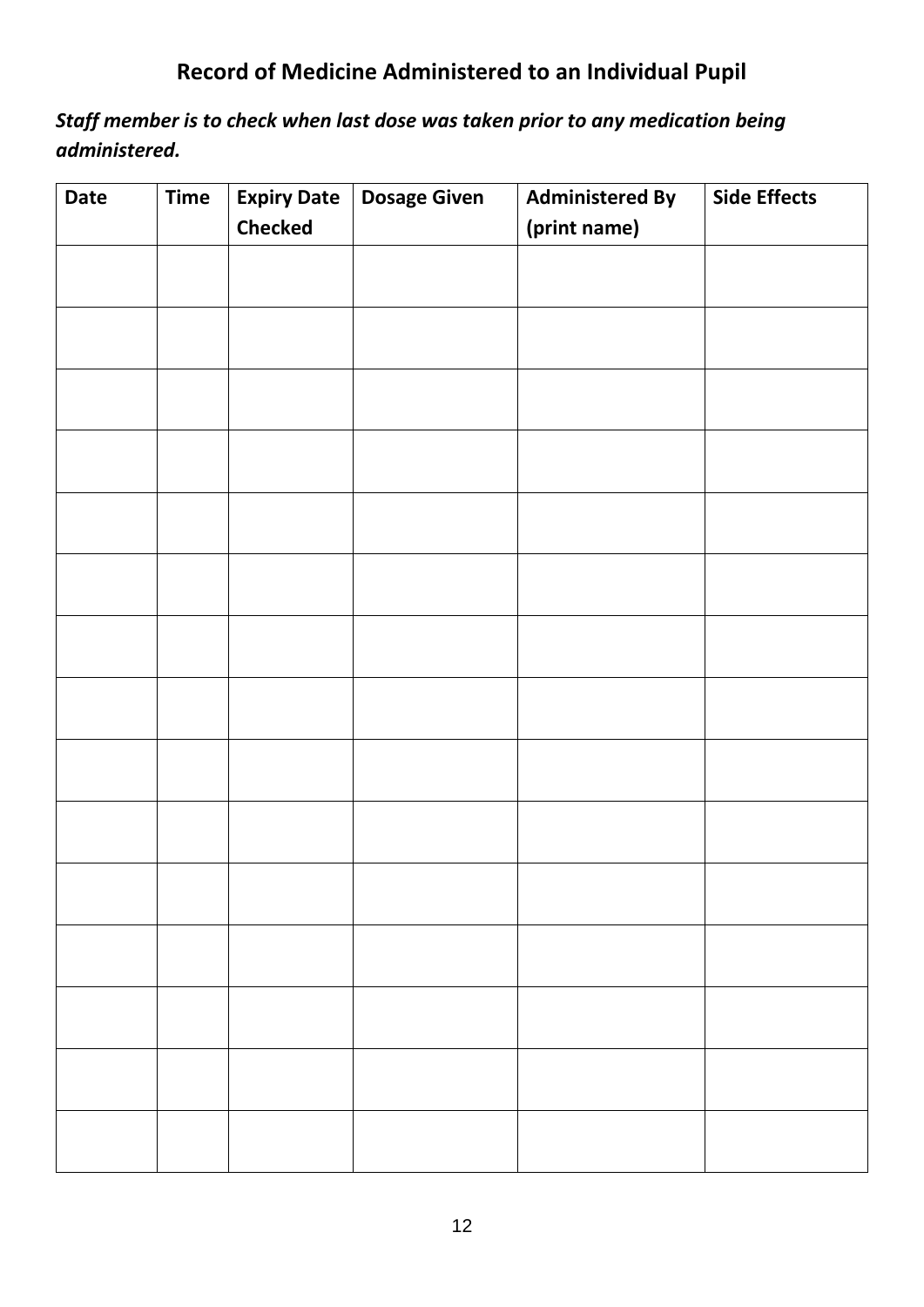# Record of Medicine Administered to an Individual Pupil

***Staff member is to check when last dose was taken prior to any medication being administered.***

| Date | Time | Expiry Date Checked | Dosage Given | Administered By (print name) | Side Effects |
|---|---|---|---|---|---|
| | | | | | |
| | | | | | |
| | | | | | |
| | | | | | |
| | | | | | |
| | | | | | |
| | | | | | |
| | | | | | |
| | | | | | |
| | | | | | |
| | | | | | |
| | | | | | |
| | | | | | |
| | | | | | |
| | | | | | |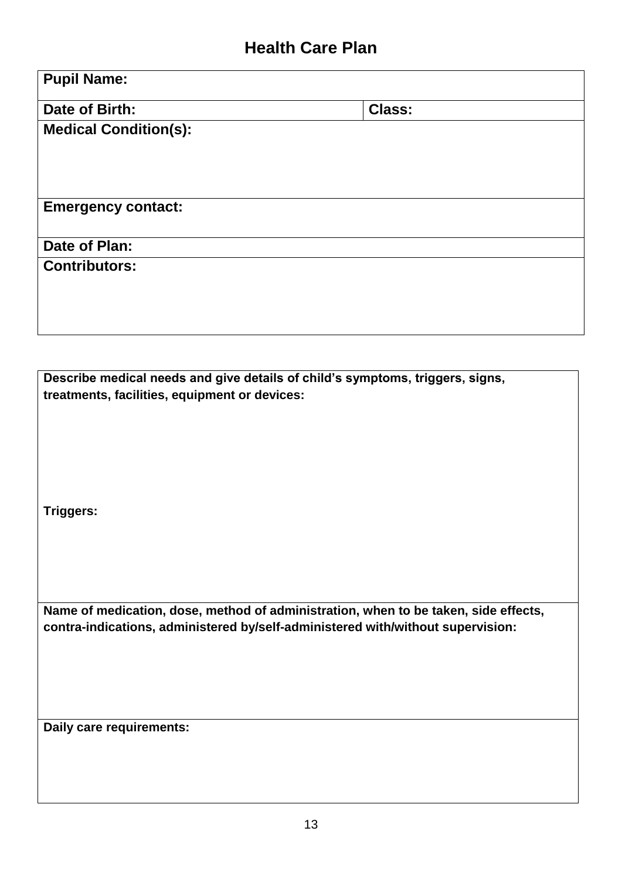# Health Care Plan

| **Pupil Name:** | |
|---|---|
| **Date of Birth:** | **Class:** |
| **Medical Condition(s):** | |
| **Emergency contact:** | |
| **Date of Plan:** | |
| **Contributors:** | |

| **Describe medical needs and give details of child's symptoms, triggers, signs, treatments, facilities, equipment or devices:** <br><br> **Triggers:** |
|---|
| **Name of medication, dose, method of administration, when to be taken, side effects, contra-indications, administered by/self-administered with/without supervision:** |
| **Daily care requirements:** |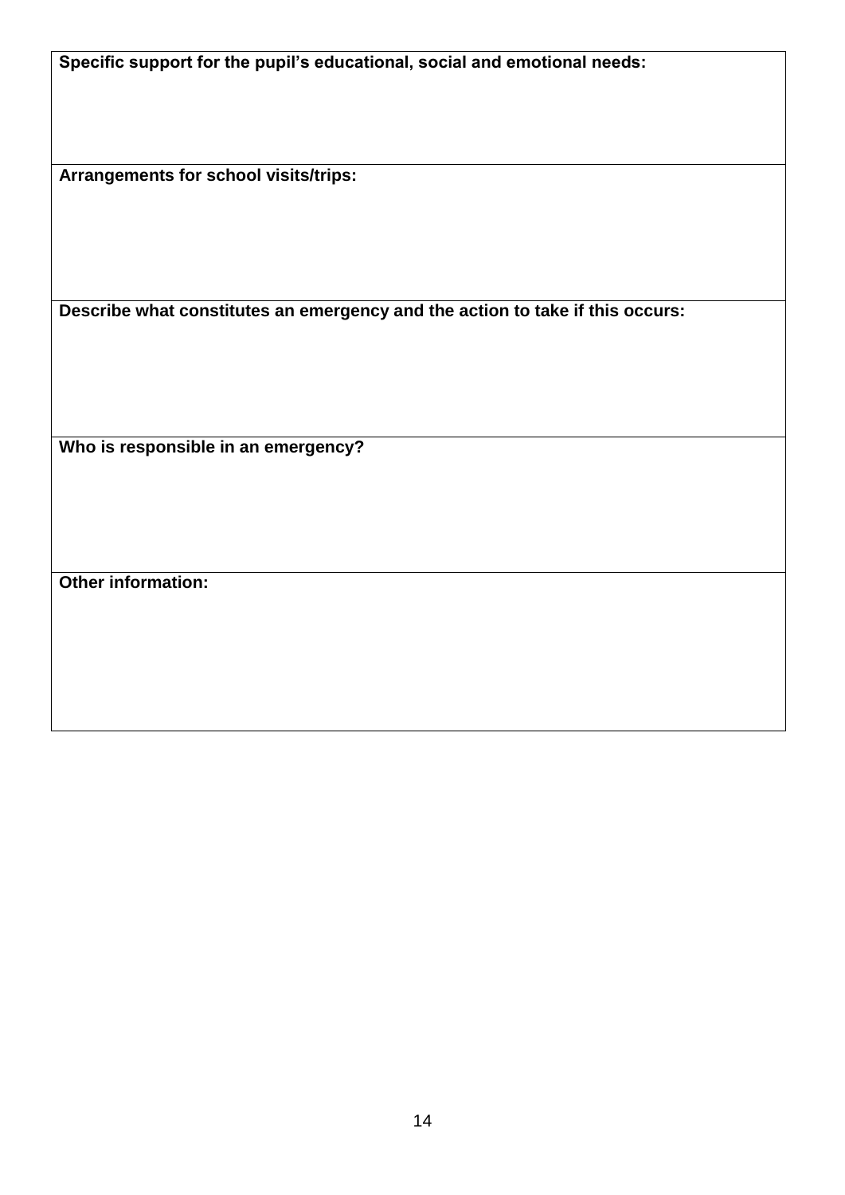| |
|---|
| **Specific support for the pupil's educational, social and emotional needs:** |
| **Arrangements for school visits/trips:** |
| **Describe what constitutes an emergency and the action to take if this occurs:** |
| **Who is responsible in an emergency?** |
| **Other information:** |